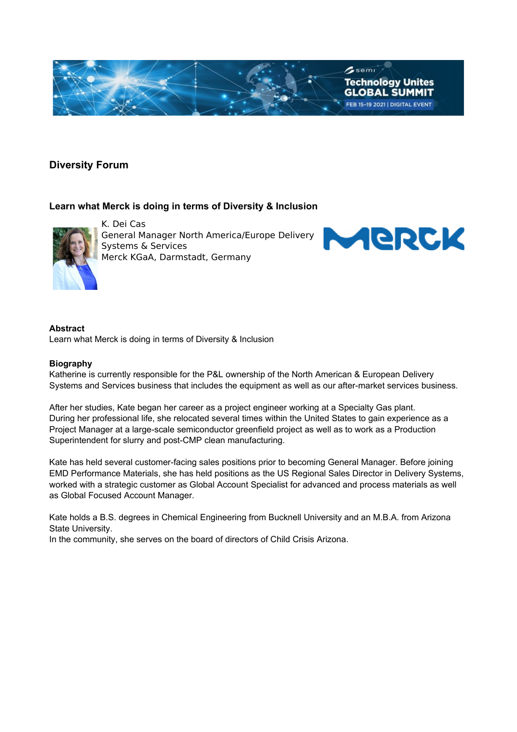## Diversity Forum

### Learn what Merck is doing in terms of Diversity & Inclusion

K. Dei Cas
General Manager North America/Europe Delivery Systems & Services
Merck KGaA, Darmstadt, Germany

**Abstract**
Learn what Merck is doing in terms of Diversity & Inclusion

**Biography**
Katherine is currently responsible for the P&L ownership of the North American & European Delivery Systems and Services business that includes the equipment as well as our after-market services business.

After her studies, Kate began her career as a project engineer working at a Specialty Gas plant. During her professional life, she relocated several times within the United States to gain experience as a Project Manager at a large-scale semiconductor greenfield project as well as to work as a Production Superintendent for slurry and post-CMP clean manufacturing.

Kate has held several customer-facing sales positions prior to becoming General Manager. Before joining EMD Performance Materials, she has held positions as the US Regional Sales Director in Delivery Systems, worked with a strategic customer as Global Account Specialist for advanced and process materials as well as Global Focused Account Manager.

Kate holds a B.S. degrees in Chemical Engineering from Bucknell University and an M.B.A. from Arizona State University.
In the community, she serves on the board of directors of Child Crisis Arizona.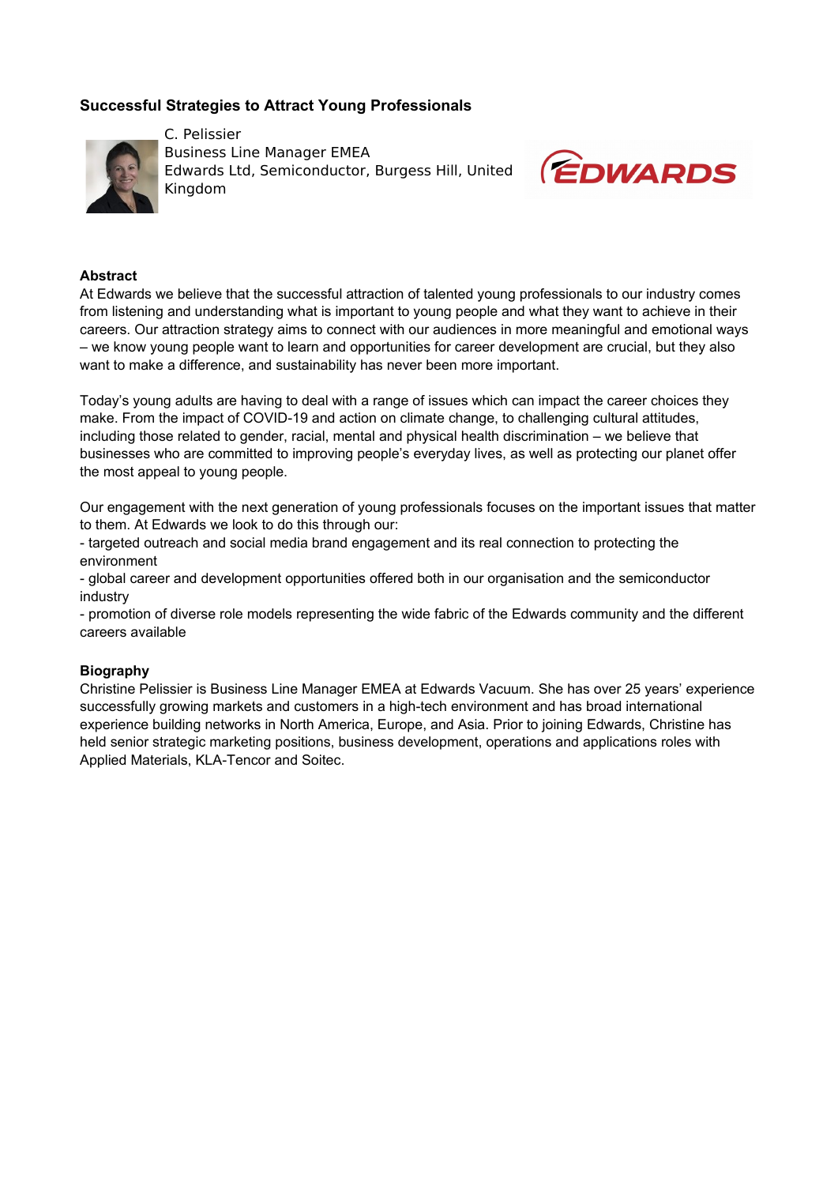## Successful Strategies to Attract Young Professionals

C. Pelissier
Business Line Manager EMEA
Edwards Ltd, Semiconductor, Burgess Hill, United Kingdom

### Abstract

At Edwards we believe that the successful attraction of talented young professionals to our industry comes from listening and understanding what is important to young people and what they want to achieve in their careers. Our attraction strategy aims to connect with our audiences in more meaningful and emotional ways – we know young people want to learn and opportunities for career development are crucial, but they also want to make a difference, and sustainability has never been more important.

Today's young adults are having to deal with a range of issues which can impact the career choices they make. From the impact of COVID-19 and action on climate change, to challenging cultural attitudes, including those related to gender, racial, mental and physical health discrimination – we believe that businesses who are committed to improving people's everyday lives, as well as protecting our planet offer the most appeal to young people.

Our engagement with the next generation of young professionals focuses on the important issues that matter to them. At Edwards we look to do this through our:

- targeted outreach and social media brand engagement and its real connection to protecting the environment
- global career and development opportunities offered both in our organisation and the semiconductor industry
- promotion of diverse role models representing the wide fabric of the Edwards community and the different careers available

### Biography

Christine Pelissier is Business Line Manager EMEA at Edwards Vacuum. She has over 25 years' experience successfully growing markets and customers in a high-tech environment and has broad international experience building networks in North America, Europe, and Asia. Prior to joining Edwards, Christine has held senior strategic marketing positions, business development, operations and applications roles with Applied Materials, KLA-Tencor and Soitec.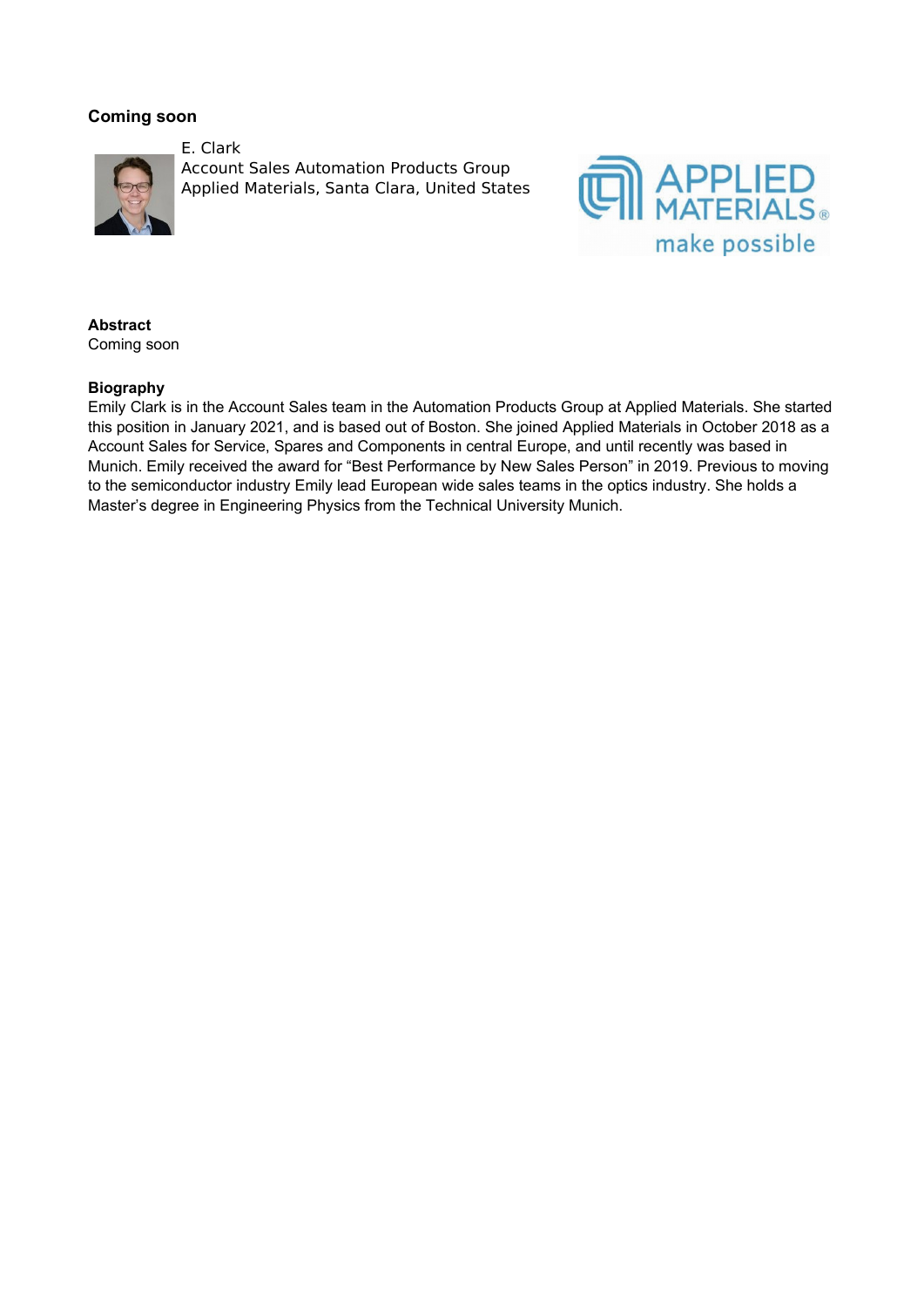## Coming soon

E. Clark
Account Sales Automation Products Group
Applied Materials, Santa Clara, United States

**Abstract**
Coming soon

**Biography**
Emily Clark is in the Account Sales team in the Automation Products Group at Applied Materials. She started this position in January 2021, and is based out of Boston. She joined Applied Materials in October 2018 as a Account Sales for Service, Spares and Components in central Europe, and until recently was based in Munich. Emily received the award for "Best Performance by New Sales Person" in 2019. Previous to moving to the semiconductor industry Emily lead European wide sales teams in the optics industry. She holds a Master's degree in Engineering Physics from the Technical University Munich.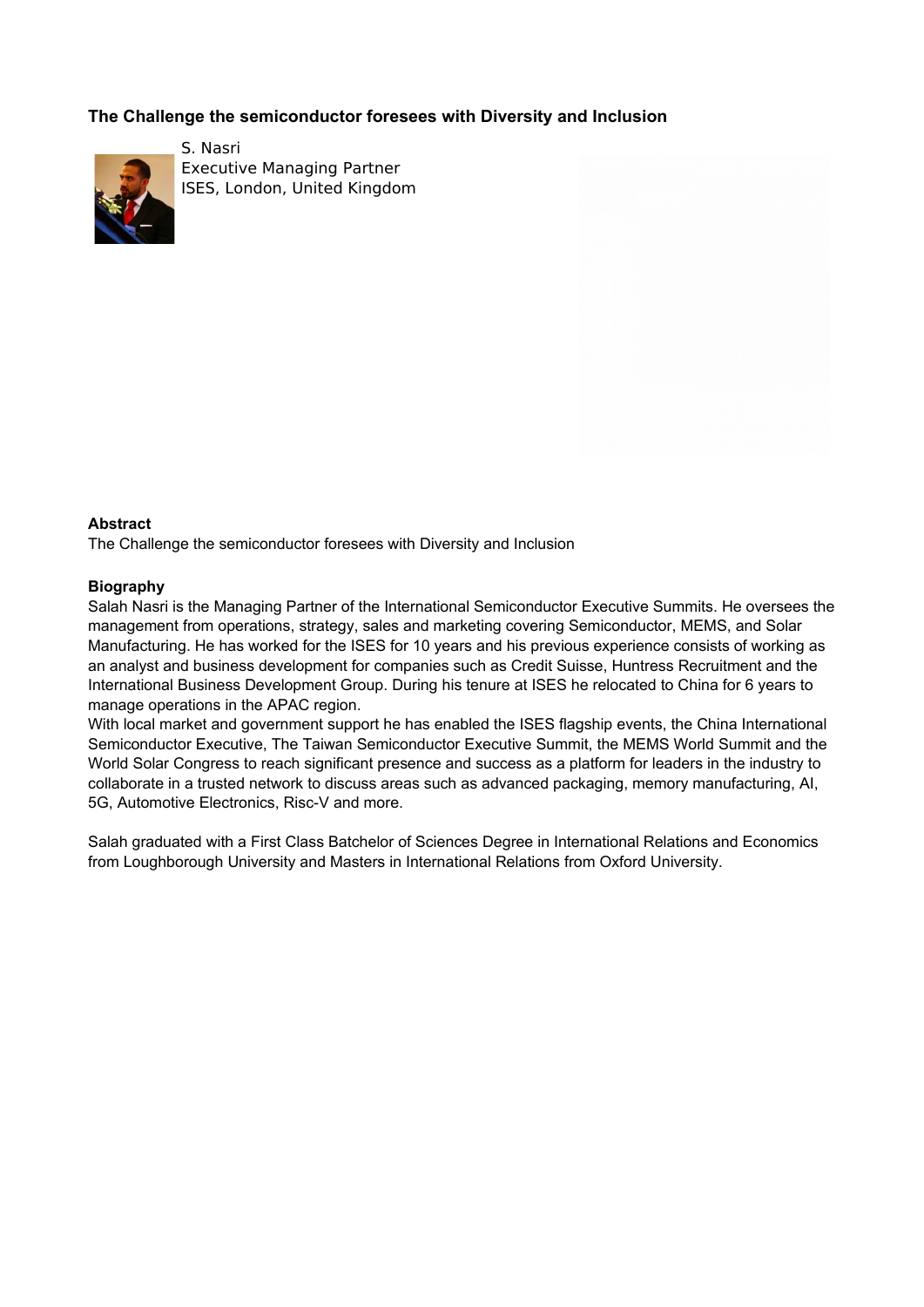### The Challenge the semiconductor foresees with Diversity and Inclusion

S. Nasri
Executive Managing Partner
ISES, London, United Kingdom

**Abstract**

The Challenge the semiconductor foresees with Diversity and Inclusion

**Biography**

Salah Nasri is the Managing Partner of the International Semiconductor Executive Summits. He oversees the management from operations, strategy, sales and marketing covering Semiconductor, MEMS, and Solar Manufacturing. He has worked for the ISES for 10 years and his previous experience consists of working as an analyst and business development for companies such as Credit Suisse, Huntress Recruitment and the International Business Development Group. During his tenure at ISES he relocated to China for 6 years to manage operations in the APAC region.
With local market and government support he has enabled the ISES flagship events, the China International Semiconductor Executive, The Taiwan Semiconductor Executive Summit, the MEMS World Summit and the World Solar Congress to reach significant presence and success as a platform for leaders in the industry to collaborate in a trusted network to discuss areas such as advanced packaging, memory manufacturing, AI, 5G, Automotive Electronics, Risc-V and more.

Salah graduated with a First Class Batchelor of Sciences Degree in International Relations and Economics from Loughborough University and Masters in International Relations from Oxford University.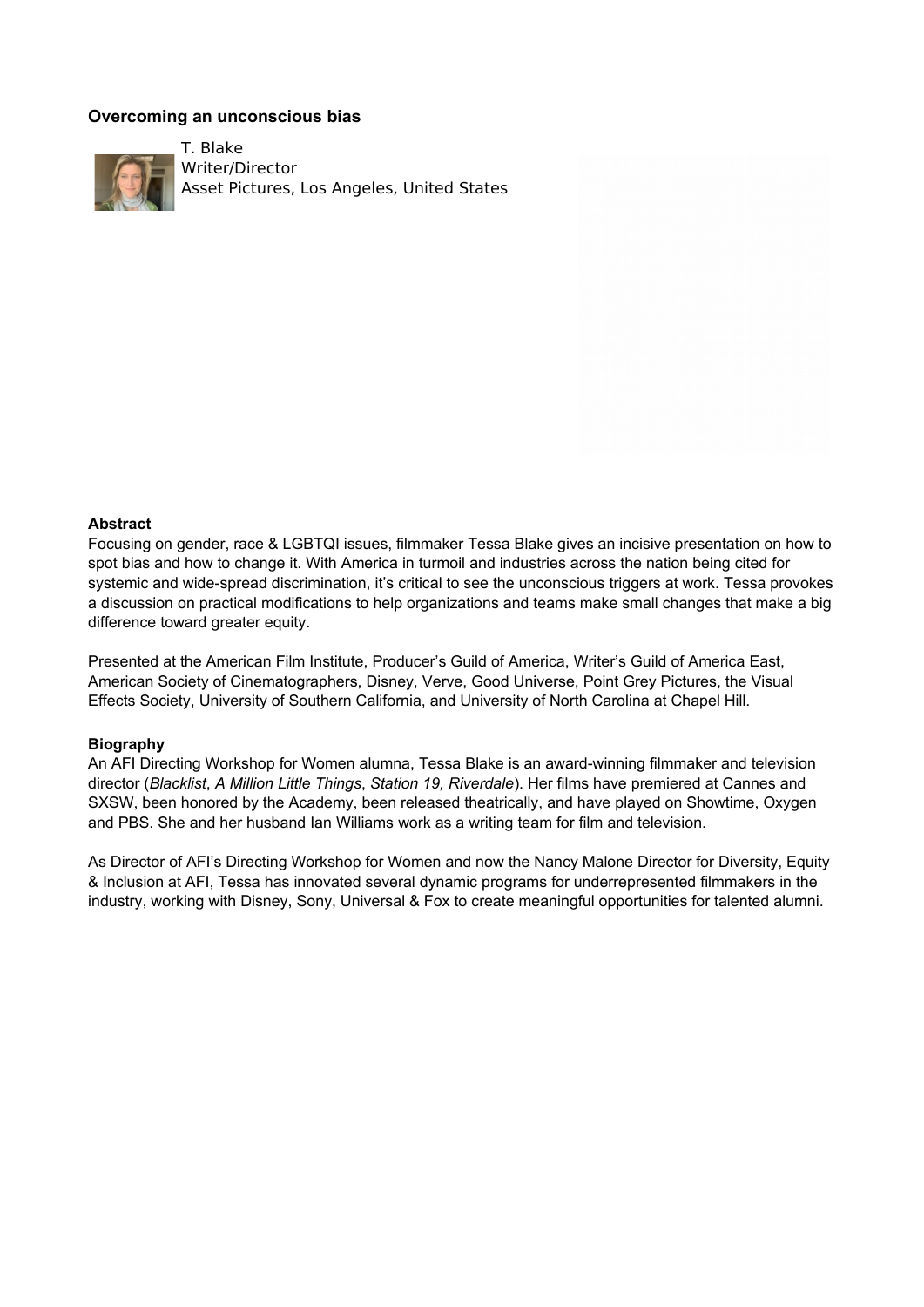### Overcoming an unconscious bias

T. Blake
Writer/Director
Asset Pictures, Los Angeles, United States

**Abstract**

Focusing on gender, race & LGBTQI issues, filmmaker Tessa Blake gives an incisive presentation on how to spot bias and how to change it. With America in turmoil and industries across the nation being cited for systemic and wide-spread discrimination, it's critical to see the unconscious triggers at work. Tessa provokes a discussion on practical modifications to help organizations and teams make small changes that make a big difference toward greater equity.

Presented at the American Film Institute, Producer's Guild of America, Writer's Guild of America East, American Society of Cinematographers, Disney, Verve, Good Universe, Point Grey Pictures, the Visual Effects Society, University of Southern California, and University of North Carolina at Chapel Hill.

**Biography**

An AFI Directing Workshop for Women alumna, Tessa Blake is an award-winning filmmaker and television director (*Blacklist*, *A Million Little Things*, *Station 19, Riverdale*). Her films have premiered at Cannes and SXSW, been honored by the Academy, been released theatrically, and have played on Showtime, Oxygen and PBS. She and her husband Ian Williams work as a writing team for film and television.

As Director of AFI's Directing Workshop for Women and now the Nancy Malone Director for Diversity, Equity & Inclusion at AFI, Tessa has innovated several dynamic programs for underrepresented filmmakers in the industry, working with Disney, Sony, Universal & Fox to create meaningful opportunities for talented alumni.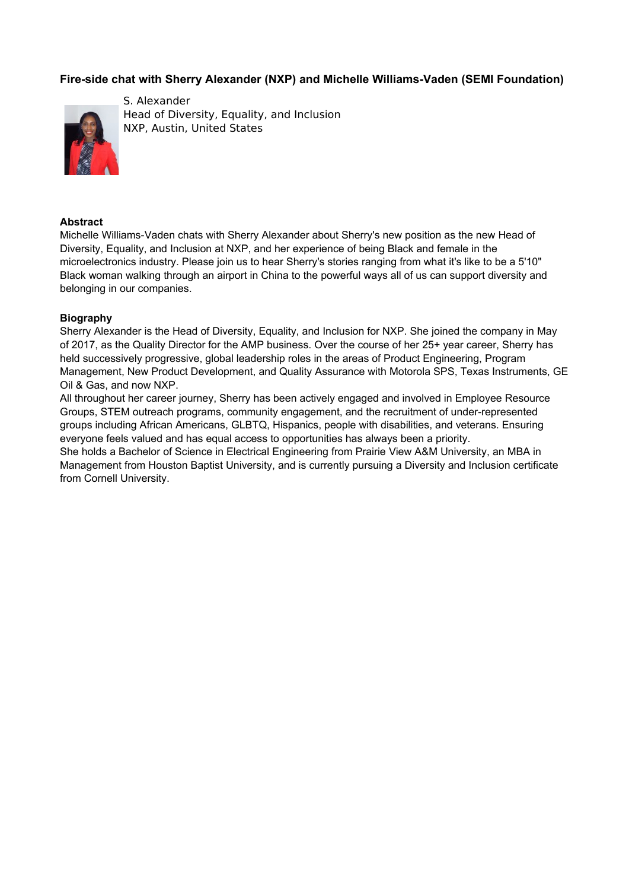### Fire-side chat with Sherry Alexander (NXP) and Michelle Williams-Vaden (SEMI Foundation)

S. Alexander
Head of Diversity, Equality, and Inclusion
NXP, Austin, United States

**Abstract**

Michelle Williams-Vaden chats with Sherry Alexander about Sherry's new position as the new Head of Diversity, Equality, and Inclusion at NXP, and her experience of being Black and female in the microelectronics industry. Please join us to hear Sherry's stories ranging from what it's like to be a 5'10" Black woman walking through an airport in China to the powerful ways all of us can support diversity and belonging in our companies.

**Biography**

Sherry Alexander is the Head of Diversity, Equality, and Inclusion for NXP. She joined the company in May of 2017, as the Quality Director for the AMP business. Over the course of her 25+ year career, Sherry has held successively progressive, global leadership roles in the areas of Product Engineering, Program Management, New Product Development, and Quality Assurance with Motorola SPS, Texas Instruments, GE Oil & Gas, and now NXP.

All throughout her career journey, Sherry has been actively engaged and involved in Employee Resource Groups, STEM outreach programs, community engagement, and the recruitment of under-represented groups including African Americans, GLBTQ, Hispanics, people with disabilities, and veterans. Ensuring everyone feels valued and has equal access to opportunities has always been a priority.

She holds a Bachelor of Science in Electrical Engineering from Prairie View A&M University, an MBA in Management from Houston Baptist University, and is currently pursuing a Diversity and Inclusion certificate from Cornell University.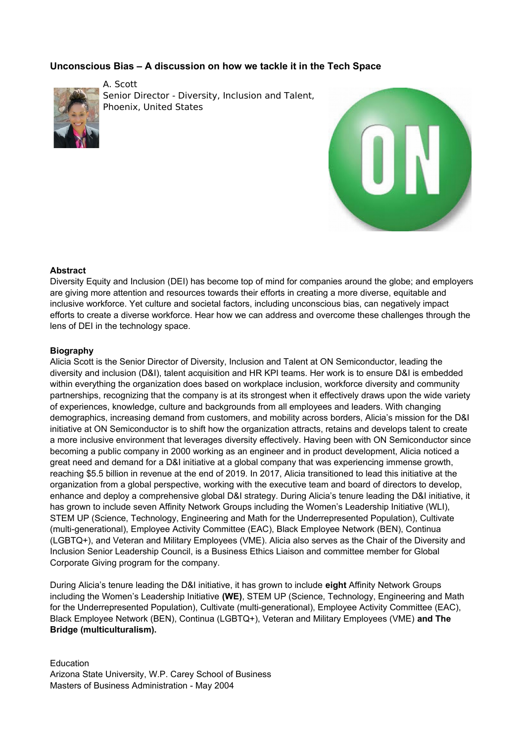### Unconscious Bias – A discussion on how we tackle it in the Tech Space

A. Scott
Senior Director - Diversity, Inclusion and Talent,
Phoenix, United States

**Abstract**

Diversity Equity and Inclusion (DEI) has become top of mind for companies around the globe; and employers are giving more attention and resources towards their efforts in creating a more diverse, equitable and inclusive workforce. Yet culture and societal factors, including unconscious bias, can negatively impact efforts to create a diverse workforce. Hear how we can address and overcome these challenges through the lens of DEI in the technology space.

**Biography**

Alicia Scott is the Senior Director of Diversity, Inclusion and Talent at ON Semiconductor, leading the diversity and inclusion (D&I), talent acquisition and HR KPI teams. Her work is to ensure D&I is embedded within everything the organization does based on workplace inclusion, workforce diversity and community partnerships, recognizing that the company is at its strongest when it effectively draws upon the wide variety of experiences, knowledge, culture and backgrounds from all employees and leaders. With changing demographics, increasing demand from customers, and mobility across borders, Alicia's mission for the D&I initiative at ON Semiconductor is to shift how the organization attracts, retains and develops talent to create a more inclusive environment that leverages diversity effectively. Having been with ON Semiconductor since becoming a public company in 2000 working as an engineer and in product development, Alicia noticed a great need and demand for a D&I initiative at a global company that was experiencing immense growth, reaching $5.5 billion in revenue at the end of 2019. In 2017, Alicia transitioned to lead this initiative at the organization from a global perspective, working with the executive team and board of directors to develop, enhance and deploy a comprehensive global D&I strategy. During Alicia's tenure leading the D&I initiative, it has grown to include seven Affinity Network Groups including the Women's Leadership Initiative (WLI), STEM UP (Science, Technology, Engineering and Math for the Underrepresented Population), Cultivate (multi-generational), Employee Activity Committee (EAC), Black Employee Network (BEN), Continua (LGBTQ+), and Veteran and Military Employees (VME). Alicia also serves as the Chair of the Diversity and Inclusion Senior Leadership Council, is a Business Ethics Liaison and committee member for Global Corporate Giving program for the company.

During Alicia's tenure leading the D&I initiative, it has grown to include **eight** Affinity Network Groups including the Women's Leadership Initiative **(WE)**, STEM UP (Science, Technology, Engineering and Math for the Underrepresented Population), Cultivate (multi-generational), Employee Activity Committee (EAC), Black Employee Network (BEN), Continua (LGBTQ+), Veteran and Military Employees (VME) **and The Bridge (multiculturalism).**

Education
Arizona State University, W.P. Carey School of Business
Masters of Business Administration - May 2004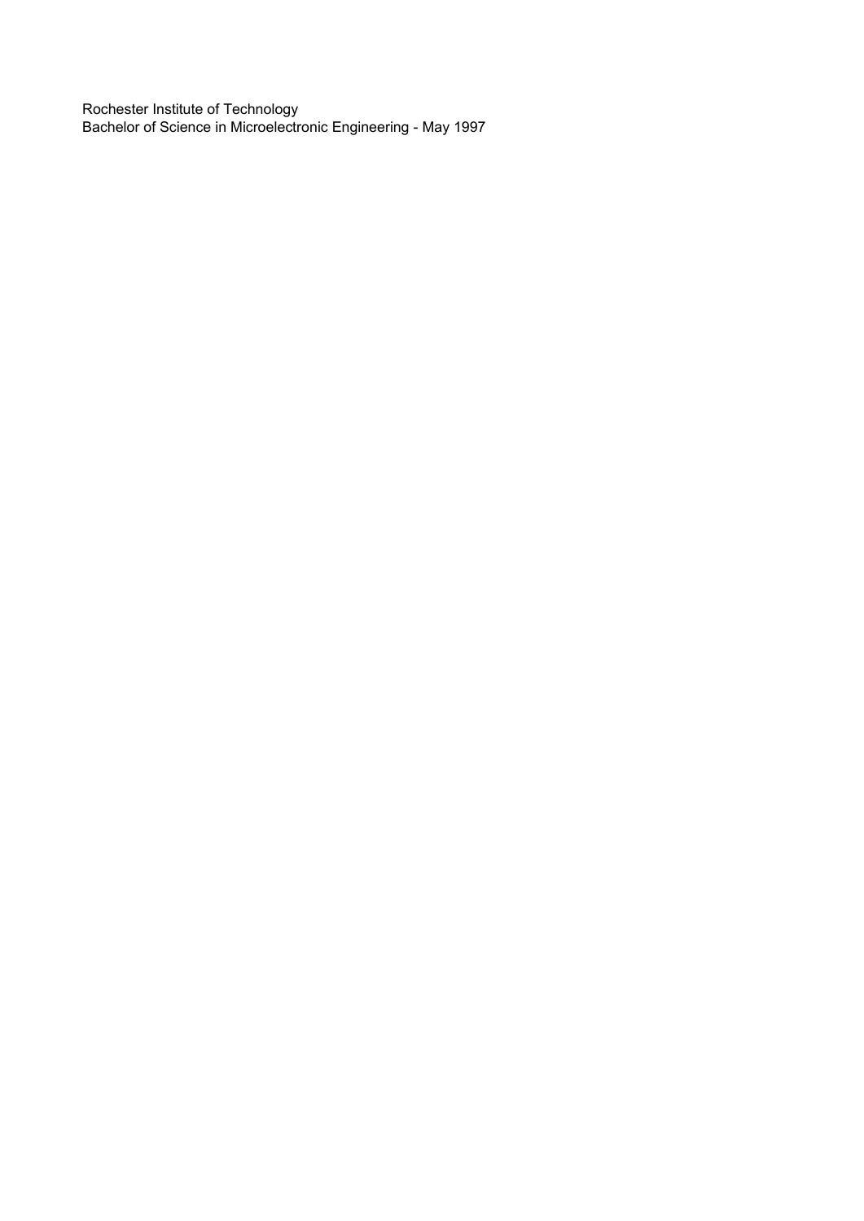Rochester Institute of Technology
Bachelor of Science in Microelectronic Engineering - May 1997